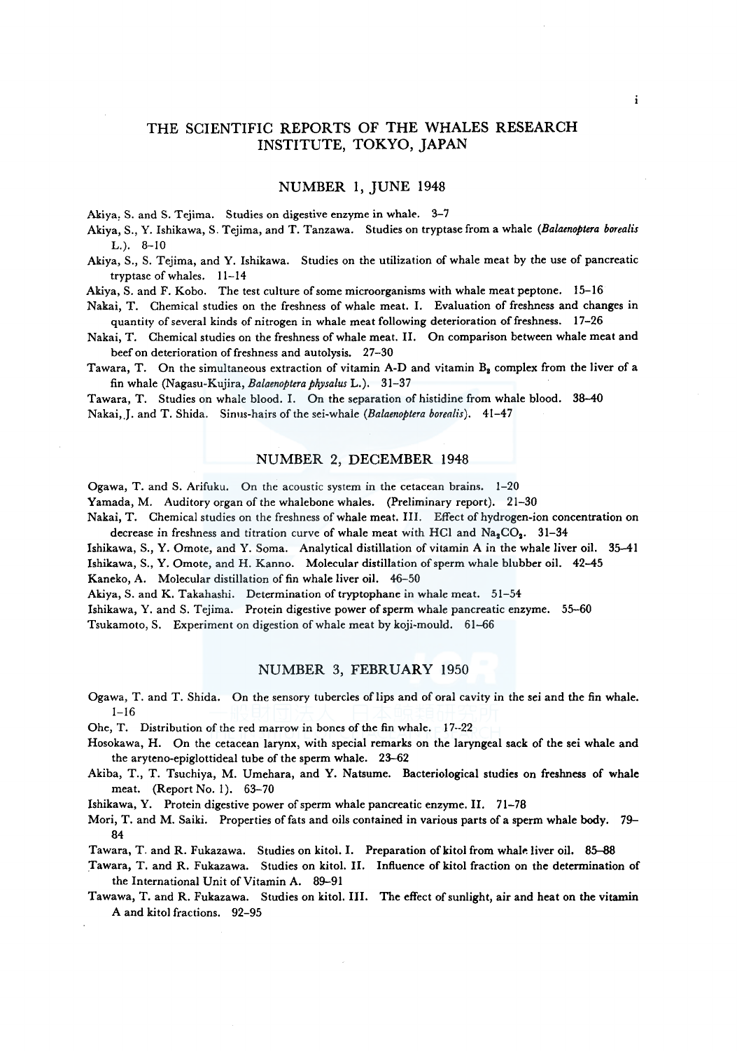# THE SCIENTIFIC REPORTS OF THE WHALES RESEARCH INSTITUTE, TOKYO, JAPAN

## NUMBER 1, JUNE 1948

Akiya, S. and S. Tejima. Studies on digestive enzyme in whale. 3–7

Akiya, S., Y. Ishikawa, S. Tejima, and T. Tanzawa. Studies on tryptase from a whale (*Balaenoptera borealis* L.). 8–10

Akiya, S., S. Tejima, and Y. Ishikawa. Studies on the utilization of whale meat by the use of pancreatic tryptase of whales. 11–14

Akiya, S. and F. Kobo. The test culture of some microorganisms with whale meat peptone. 15–16

Nakai, T. Chemical studies on the freshness of whale meat. I. Evaluation of freshness and changes in quantity of several kinds of nitrogen in whale meat following deterioration of freshness. 17–26

Nakai, T. Chemical studies on the freshness of whale meat. II. On comparison between whale meat and beef on deterioration of freshness and autolysis. 27–30

Tawara, T. On the simultaneous extraction of vitamin A-D and vitamin $B_2$ complex from the liver of a fin whale (Nagasu-Kujira, *Balaenoptera physalus* L.). 31–37

Tawara, T. Studies on whale blood. I. On the separation of histidine from whale blood. 38–40

Nakai, J. and T. Shida. Sinus-hairs of the sei-whale (*Balaenoptera borealis*). 41–47

## NUMBER 2, DECEMBER 1948

Ogawa, T. and S. Arifuku. On the acoustic system in the cetacean brains. 1–20

Yamada, M. Auditory organ of the whalebone whales. (Preliminary report). 21–30

Nakai, T. Chemical studies on the freshness of whale meat. III. Effect of hydrogen-ion concentration on decrease in freshness and titration curve of whale meat with HCl and $Na_2CO_3$. 31–34

Ishikawa, S., Y. Omote, and Y. Soma. Analytical distillation of vitamin A in the whale liver oil. 35–41

Ishikawa, S., Y. Omote, and H. Kanno. Molecular distillation of sperm whale blubber oil. 42–45

Kaneko, A. Molecular distillation of fin whale liver oil. 46–50

Akiya, S. and K. Takahashi. Determination of tryptophane in whale meat. 51–54

Ishikawa, Y. and S. Tejima. Protein digestive power of sperm whale pancreatic enzyme. 55–60

Tsukamoto, S. Experiment on digestion of whale meat by koji-mould. 61–66

## NUMBER 3, FEBRUARY 1950

Ogawa, T. and T. Shida. On the sensory tubercles of lips and of oral cavity in the sei and the fin whale. 1–16

Ohe, T. Distribution of the red marrow in bones of the fin whale. 17–22

Hosokawa, H. On the cetacean larynx, with special remarks on the laryngeal sack of the sei whale and the aryteno-epiglottideal tube of the sperm whale. 23–62

Akiba, T., T. Tsuchiya, M. Umehara, and Y. Natsume. Bacteriological studies on freshness of whale meat. (Report No. 1). 63–70

Ishikawa, Y. Protein digestive power of sperm whale pancreatic enzyme. II. 71–78

Mori, T. and M. Saiki. Properties of fats and oils contained in various parts of a sperm whale body. 79–84

Tawara, T. and R. Fukazawa. Studies on kitol. I. Preparation of kitol from whale liver oil. 85–88

Tawara, T. and R. Fukazawa. Studies on kitol. II. Influence of kitol fraction on the determination of the International Unit of Vitamin A. 89–91

Tawawa, T. and R. Fukazawa. Studies on kitol. III. The effect of sunlight, air and heat on the vitamin A and kitol fractions. 92–95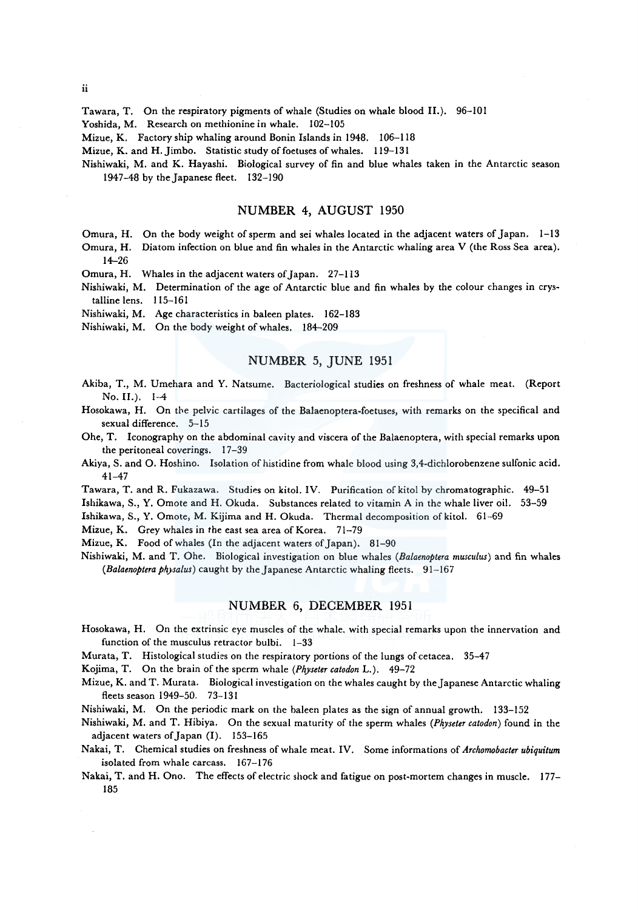Tawara, T. On the respiratory pigments of whale (Studies on whale blood II.). 96–101

Yoshida, M. Research on methionine in whale. 102–105

Mizue, K. Factory ship whaling around Bonin Islands in 1948. 106–118

Mizue, K. and H. Jimbo. Statistic study of foetuses of whales. 119–131

Nishiwaki, M. and K. Hayashi. Biological survey of fin and blue whales taken in the Antarctic season 1947–48 by the Japanese fleet. 132–190

## NUMBER 4, AUGUST 1950

Omura, H. On the body weight of sperm and sei whales located in the adjacent waters of Japan. 1–13

Omura, H. Diatom infection on blue and fin whales in the Antarctic whaling area V (the Ross Sea area). 14–26

Omura, H. Whales in the adjacent waters of Japan. 27–113

Nishiwaki, M. Determination of the age of Antarctic blue and fin whales by the colour changes in crystalline lens. 115–161

Nishiwaki, M. Age characteristics in baleen plates. 162–183

Nishiwaki, M. On the body weight of whales. 184–209

## NUMBER 5, JUNE 1951

Akiba, T., M. Umehara and Y. Natsume. Bacteriological studies on freshness of whale meat. (Report No. II.). 1–4

Hosokawa, H. On the pelvic cartilages of the Balaenoptera-foetuses, with remarks on the specifical and sexual difference. 5–15

Ohe, T. Iconography on the abdominal cavity and viscera of the Balaenoptera, with special remarks upon the peritoneal coverings. 17–39

Akiya, S. and O. Hoshino. Isolation of histidine from whale blood using 3,4-dichlorobenzene sulfonic acid. 41–47

Tawara, T. and R. Fukazawa. Studies on kitol. IV. Purification of kitol by chromatographic. 49–51

Ishikawa, S., Y. Omote and H. Okuda. Substances related to vitamin A in the whale liver oil. 53–59

Ishikawa, S., Y. Omote, M. Kijima and H. Okuda. Thermal decomposition of kitol. 61–69

Mizue, K. Grey whales in the east sea area of Korea. 71–79

Mizue, K. Food of whales (In the adjacent waters of Japan). 81–90

Nishiwaki, M. and T. Ohe. Biological investigation on blue whales (*Balaenoptera musculus*) and fin whales (*Balaenoptera physalus*) caught by the Japanese Antarctic whaling fleets. 91–167

## NUMBER 6, DECEMBER 1951

Hosokawa, H. On the extrinsic eye muscles of the whale, with special remarks upon the innervation and function of the musculus retractor bulbi. 1–33

Murata, T. Histological studies on the respiratory portions of the lungs of cetacea. 35–47

Kojima, T. On the brain of the sperm whale (*Physeter catodon* L.). 49–72

Mizue, K. and T. Murata. Biological investigation on the whales caught by the Japanese Antarctic whaling fleets season 1949–50. 73–131

Nishiwaki, M. On the periodic mark on the baleen plates as the sign of annual growth. 133–152

Nishiwaki, M. and T. Hibiya. On the sexual maturity of the sperm whales (*Physeter catodon*) found in the adjacent waters of Japan (I). 153–165

Nakai, T. Chemical studies on freshness of whale meat. IV. Some informations of *Archomobacter ubiquitum* isolated from whale carcass. 167–176

Nakai, T. and H. Ono. The effects of electric shock and fatigue on post-mortem changes in muscle. 177–185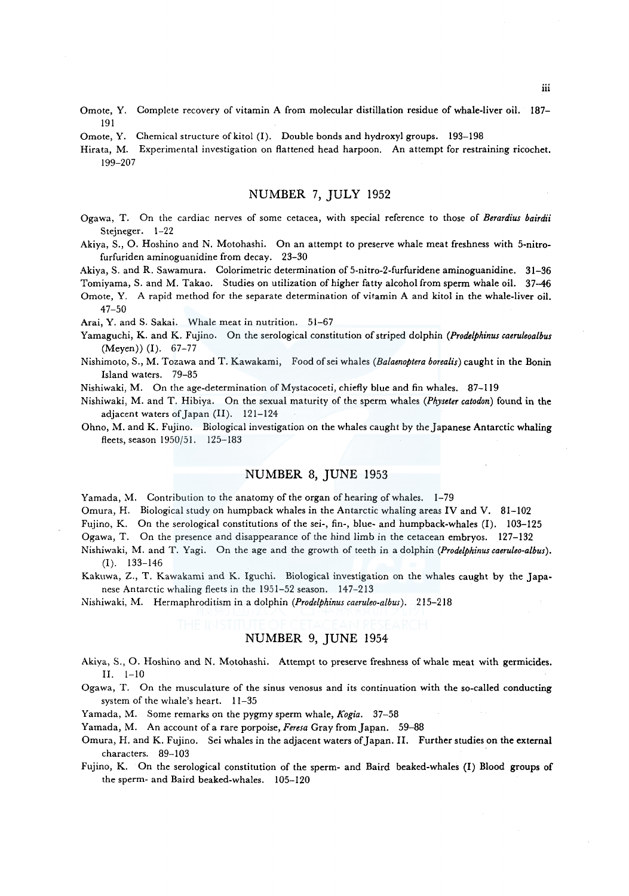Omote, Y. Complete recovery of vitamin A from molecular distillation residue of whale-liver oil. 187–191

Omote, Y. Chemical structure of kitol (I). Double bonds and hydroxyl groups. 193–198

Hirata, M. Experimental investigation on flattened head harpoon. An attempt for restraining ricochet. 199–207

## NUMBER 7, JULY 1952

Ogawa, T. On the cardiac nerves of some cetacea, with special reference to those of *Berardius bairdii* Stejneger. 1–22

Akiya, S., O. Hoshino and N. Motohashi. On an attempt to preserve whale meat freshness with 5-nitrofurfuriden aminoguanidine from decay. 23–30

Akiya, S. and R. Sawamura. Colorimetric determination of 5-nitro-2-furfuridene aminoguanidine. 31–36

Tomiyama, S. and M. Takao. Studies on utilization of higher fatty alcohol from sperm whale oil. 37–46

Omote, Y. A rapid method for the separate determination of vitamin A and kitol in the whale-liver oil. 47–50

Arai, Y. and S. Sakai. Whale meat in nutrition. 51–67

Yamaguchi, K. and K. Fujino. On the serological constitution of striped dolphin (*Prodelphinus caeruleoalbus* (Meyen)) (I). 67–77

Nishimoto, S., M. Tozawa and T. Kawakami, Food of sei whales (*Balaenoptera borealis*) caught in the Bonin Island waters. 79–85

Nishiwaki, M. On the age-determination of Mystacoceti, chiefly blue and fin whales. 87–119

Nishiwaki, M. and T. Hibiya. On the sexual maturity of the sperm whales (*Physeter catodon*) found in the adjacent waters of Japan (II). 121–124

Ohno, M. and K. Fujino. Biological investigation on the whales caught by the Japanese Antarctic whaling fleets, season 1950/51. 125–183

## NUMBER 8, JUNE 1953

Yamada, M. Contribution to the anatomy of the organ of hearing of whales. 1–79

Omura, H. Biological study on humpback whales in the Antarctic whaling areas IV and V. 81–102

Fujino, K. On the serological constitutions of the sei-, fin-, blue- and humpback-whales (I). 103–125

Ogawa, T. On the presence and disappearance of the hind limb in the cetacean embryos. 127–132

Nishiwaki, M. and T. Yagi. On the age and the growth of teeth in a dolphin (*Prodelphinus caeruleo-albus*). (I). 133–146

Kakuwa, Z., T. Kawakami and K. Iguchi. Biological investigation on the whales caught by the Japanese Antarctic whaling fleets in the 1951–52 season. 147–213

Nishiwaki, M. Hermaphroditism in a dolphin (*Prodelphinus caeruleo-albus*). 215–218

## NUMBER 9, JUNE 1954

Akiya, S., O. Hoshino and N. Motohashi. Attempt to preserve freshness of whale meat with germicides. II. 1–10

Ogawa, T. On the musculature of the sinus venosus and its continuation with the so-called conducting system of the whale's heart. 11–35

Yamada, M. Some remarks on the pygmy sperm whale, *Kogia*. 37–58

Yamada, M. An account of a rare porpoise, *Feresa* Gray from Japan. 59–88

Omura, H. and K. Fujino. Sei whales in the adjacent waters of Japan. II. Further studies on the external characters. 89–103

Fujino, K. On the serological constitution of the sperm- and Baird beaked-whales (I) Blood groups of the sperm- and Baird beaked-whales. 105–120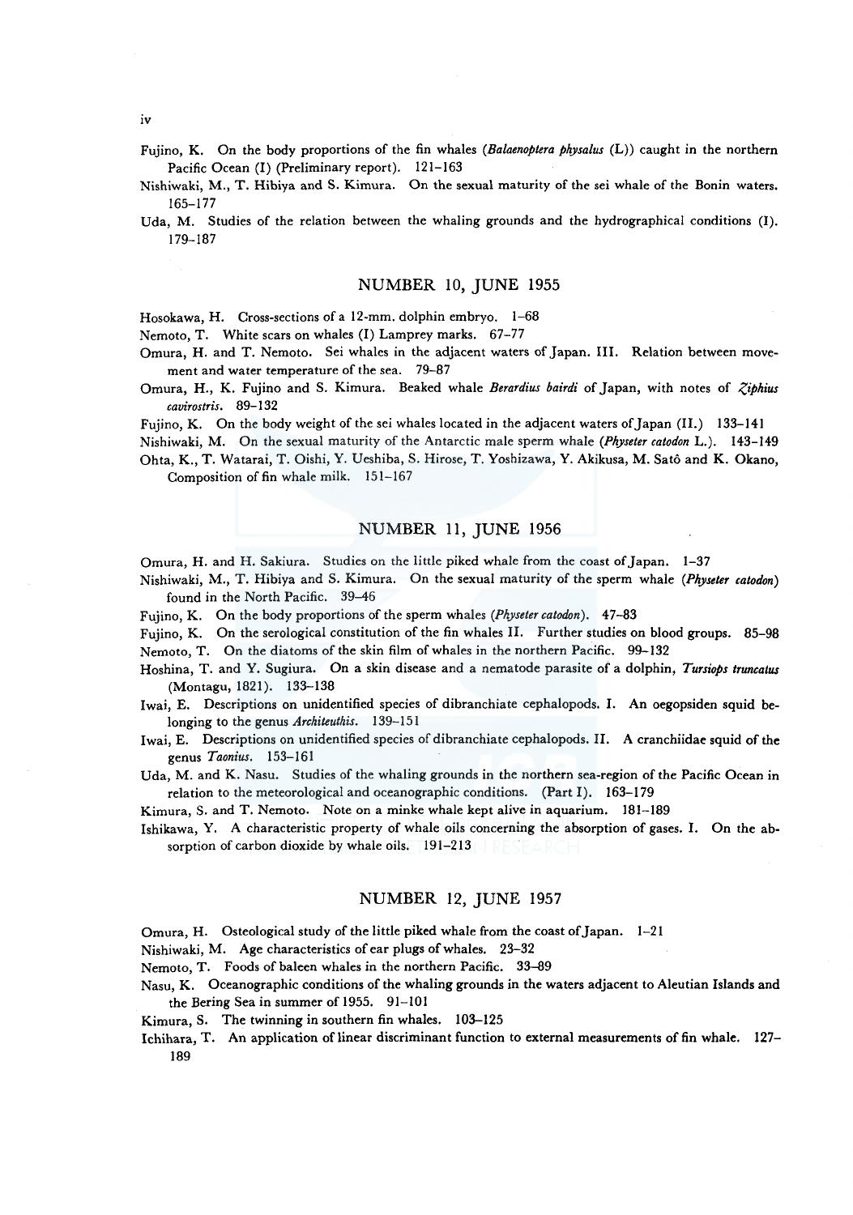Fujino, K. On the body proportions of the fin whales (*Balaenoptera physalus* (L)) caught in the northern Pacific Ocean (I) (Preliminary report). 121–163

Nishiwaki, M., T. Hibiya and S. Kimura. On the sexual maturity of the sei whale of the Bonin waters. 165–177

Uda, M. Studies of the relation between the whaling grounds and the hydrographical conditions (I). 179–187

## NUMBER 10, JUNE 1955

Hosokawa, H. Cross-sections of a 12-mm. dolphin embryo. 1–68

Nemoto, T. White scars on whales (I) Lamprey marks. 67–77

Omura, H. and T. Nemoto. Sei whales in the adjacent waters of Japan. III. Relation between movement and water temperature of the sea. 79–87

Omura, H., K. Fujino and S. Kimura. Beaked whale *Berardius bairdi* of Japan, with notes of *Ziphius cavirostris*. 89–132

Fujino, K. On the body weight of the sei whales located in the adjacent waters of Japan (II.) 133–141

Nishiwaki, M. On the sexual maturity of the Antarctic male sperm whale (*Physeter catodon* L.). 143–149

Ohta, K., T. Watarai, T. Oishi, Y. Ueshiba, S. Hirose, T. Yoshizawa, Y. Akikusa, M. Satô and K. Okano, Composition of fin whale milk. 151–167

## NUMBER 11, JUNE 1956

Omura, H. and H. Sakiura. Studies on the little piked whale from the coast of Japan. 1–37

Nishiwaki, M., T. Hibiya and S. Kimura. On the sexual maturity of the sperm whale (*Physeter catodon*) found in the North Pacific. 39–46

Fujino, K. On the body proportions of the sperm whales (*Physeter catodon*). 47–83

Fujino, K. On the serological constitution of the fin whales II. Further studies on blood groups. 85–98

Nemoto, T. On the diatoms of the skin film of whales in the northern Pacific. 99–132

Hoshina, T. and Y. Sugiura. On a skin disease and a nematode parasite of a dolphin, *Tursiops truncatus* (Montagu, 1821). 133–138

Iwai, E. Descriptions on unidentified species of dibranchiate cephalopods. I. An oegopsiden squid belonging to the genus *Architeuthis*. 139–151

Iwai, E. Descriptions on unidentified species of dibranchiate cephalopods. II. A cranchiidae squid of the genus *Taonius*. 153–161

Uda, M. and K. Nasu. Studies of the whaling grounds in the northern sea-region of the Pacific Ocean in relation to the meteorological and oceanographic conditions. (Part I). 163–179

Kimura, S. and T. Nemoto. Note on a minke whale kept alive in aquarium. 181–189

Ishikawa, Y. A characteristic property of whale oils concerning the absorption of gases. I. On the absorption of carbon dioxide by whale oils. 191–213

## NUMBER 12, JUNE 1957

Omura, H. Osteological study of the little piked whale from the coast of Japan. 1–21

Nishiwaki, M. Age characteristics of ear plugs of whales. 23–32

Nemoto, T. Foods of baleen whales in the northern Pacific. 33–89

Nasu, K. Oceanographic conditions of the whaling grounds in the waters adjacent to Aleutian Islands and the Bering Sea in summer of 1955. 91–101

Kimura, S. The twinning in southern fin whales. 103–125

Ichihara, T. An application of linear discriminant function to external measurements of fin whale. 127–189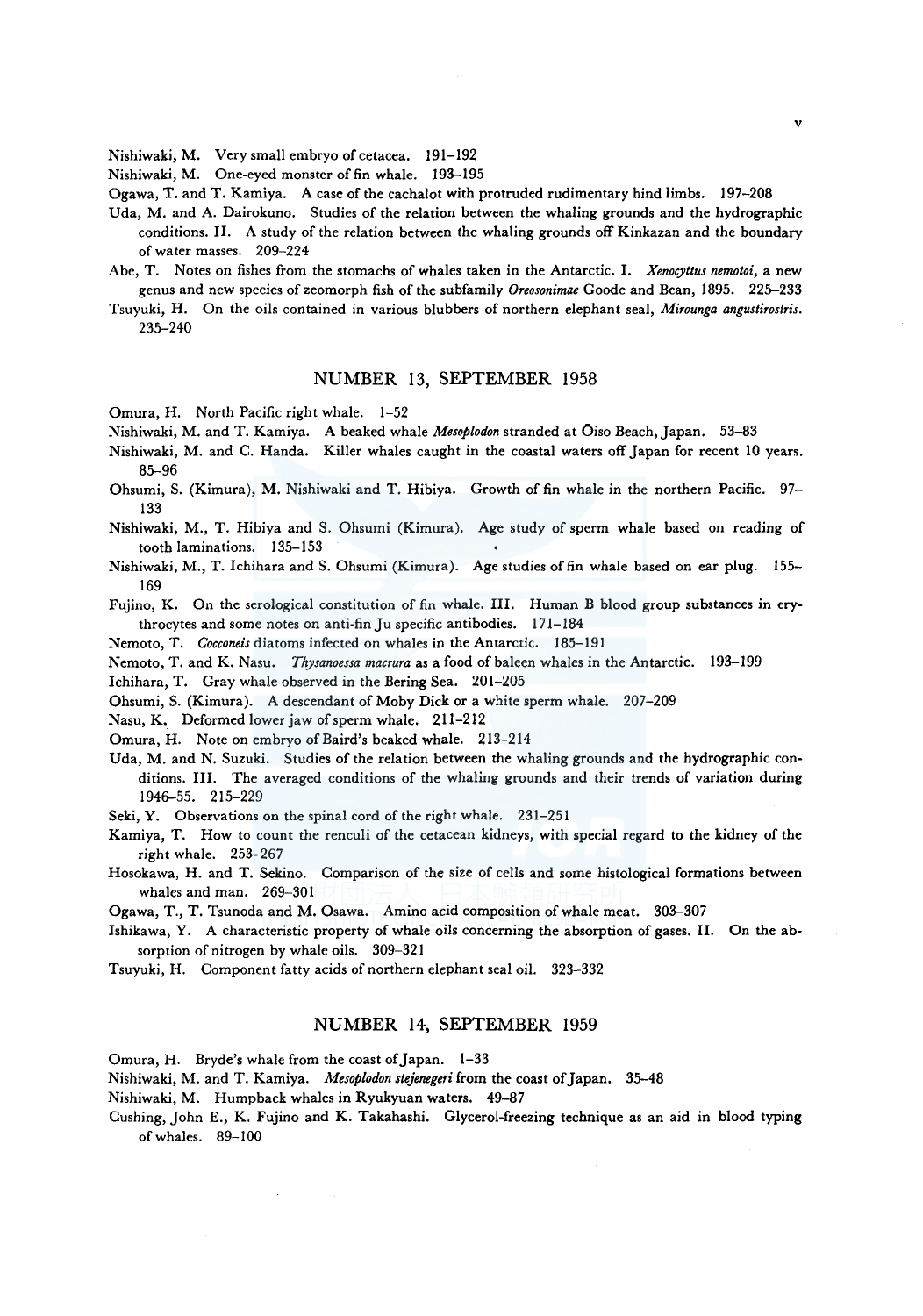Nishiwaki, M. Very small embryo of cetacea. 191–192

Nishiwaki, M. One-eyed monster of fin whale. 193–195

Ogawa, T. and T. Kamiya. A case of the cachalot with protruded rudimentary hind limbs. 197–208

Uda, M. and A. Dairokuno. Studies of the relation between the whaling grounds and the hydrographic conditions. II. A study of the relation between the whaling grounds off Kinkazan and the boundary of water masses. 209–224

Abe, T. Notes on fishes from the stomachs of whales taken in the Antarctic. I. *Xenocyttus nemotoi*, a new genus and new species of zeomorph fish of the subfamily *Oreosonimae* Goode and Bean, 1895. 225–233

Tsuyuki, H. On the oils contained in various blubbers of northern elephant seal, *Mirounga angustirostris*. 235–240

## NUMBER 13, SEPTEMBER 1958

Omura, H. North Pacific right whale. 1–52

Nishiwaki, M. and T. Kamiya. A beaked whale *Mesoplodon* stranded at Ōiso Beach, Japan. 53–83

Nishiwaki, M. and C. Handa. Killer whales caught in the coastal waters off Japan for recent 10 years. 85–96

Ohsumi, S. (Kimura), M. Nishiwaki and T. Hibiya. Growth of fin whale in the northern Pacific. 97–133

Nishiwaki, M., T. Hibiya and S. Ohsumi (Kimura). Age study of sperm whale based on reading of tooth laminations. 135–153

Nishiwaki, M., T. Ichihara and S. Ohsumi (Kimura). Age studies of fin whale based on ear plug. 155–169

Fujino, K. On the serological constitution of fin whale. III. Human B blood group substances in erythrocytes and some notes on anti-fin Ju specific antibodies. 171–184

Nemoto, T. *Cocconeis* diatoms infected on whales in the Antarctic. 185–191

Nemoto, T. and K. Nasu. *Thysanoessa macrura* as a food of baleen whales in the Antarctic. 193–199

Ichihara, T. Gray whale observed in the Bering Sea. 201–205

Ohsumi, S. (Kimura). A descendant of Moby Dick or a white sperm whale. 207–209

Nasu, K. Deformed lower jaw of sperm whale. 211–212

Omura, H. Note on embryo of Baird's beaked whale. 213–214

Uda, M. and N. Suzuki. Studies of the relation between the whaling grounds and the hydrographic conditions. III. The averaged conditions of the whaling grounds and their trends of variation during 1946–55. 215–229

Seki, Y. Observations on the spinal cord of the right whale. 231–251

Kamiya, T. How to count the renculi of the cetacean kidneys, with special regard to the kidney of the right whale. 253–267

Hosokawa, H. and T. Sekino. Comparison of the size of cells and some histological formations between whales and man. 269–301

Ogawa, T., T. Tsunoda and M. Osawa. Amino acid composition of whale meat. 303–307

Ishikawa, Y. A characteristic property of whale oils concerning the absorption of gases. II. On the absorption of nitrogen by whale oils. 309–321

Tsuyuki, H. Component fatty acids of northern elephant seal oil. 323–332

## NUMBER 14, SEPTEMBER 1959

Omura, H. Bryde's whale from the coast of Japan. 1–33

Nishiwaki, M. and T. Kamiya. *Mesoplodon stejenegeri* from the coast of Japan. 35–48

Nishiwaki, M. Humpback whales in Ryukyuan waters. 49–87

Cushing, John E., K. Fujino and K. Takahashi. Glycerol-freezing technique as an aid in blood typing of whales. 89–100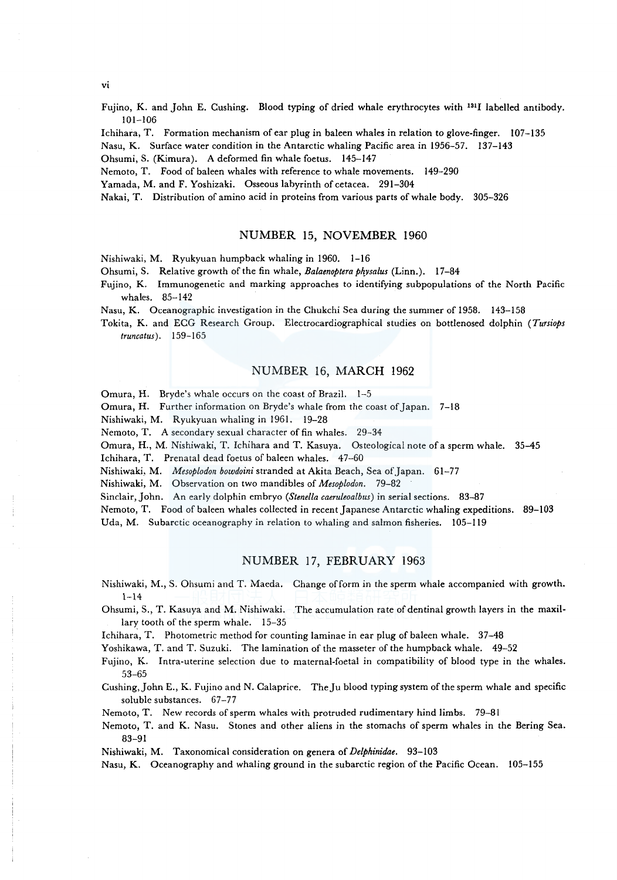Fujino, K. and John E. Cushing. Blood typing of dried whale erythrocytes with $^{131}I$ labelled antibody. 101–106

Ichihara, T. Formation mechanism of ear plug in baleen whales in relation to glove-finger. 107–135

Nasu, K. Surface water condition in the Antarctic whaling Pacific area in 1956–57. 137–143

Ohsumi, S. (Kimura). A deformed fin whale foetus. 145–147

Nemoto, T. Food of baleen whales with reference to whale movements. 149–290

Yamada, M. and F. Yoshizaki. Osseous labyrinth of cetacea. 291–304

Nakai, T. Distribution of amino acid in proteins from various parts of whale body. 305–326

## NUMBER 15, NOVEMBER 1960

Nishiwaki, M. Ryukyuan humpback whaling in 1960. 1–16

Ohsumi, S. Relative growth of the fin whale, *Balaenoptera physalus* (Linn.). 17–84

Fujino, K. Immunogenetic and marking approaches to identifying subpopulations of the North Pacific whales. 85–142

Nasu, K. Oceanographic investigation in the Chukchi Sea during the summer of 1958. 143–158

Tokita, K. and ECG Research Group. Electrocardiographical studies on bottlenosed dolphin (*Tursiops truncatus*). 159–165

## NUMBER 16, MARCH 1962

Omura, H. Bryde's whale occurs on the coast of Brazil. 1–5

Omura, H. Further information on Bryde's whale from the coast of Japan. 7–18

Nishiwaki, M. Ryukyuan whaling in 1961. 19–28

Nemoto, T. A secondary sexual character of fin whales. 29–34

Omura, H., M. Nishiwaki, T. Ichihara and T. Kasuya. Osteological note of a sperm whale. 35–45

Ichihara, T. Prenatal dead foetus of baleen whales. 47–60

Nishiwaki, M. *Mesoplodon bowdoini* stranded at Akita Beach, Sea of Japan. 61–77

Nishiwaki, M. Observation on two mandibles of *Mesoplodon*. 79–82

Sinclair, John. An early dolphin embryo (*Stenella caeruleoalbus*) in serial sections. 83–87

Nemoto, T. Food of baleen whales collected in recent Japanese Antarctic whaling expeditions. 89–103

Uda, M. Subarctic oceanography in relation to whaling and salmon fisheries. 105–119

## NUMBER 17, FEBRUARY 1963

Nishiwaki, M., S. Ohsumi and T. Maeda. Change of form in the sperm whale accompanied with growth. 1–14

Ohsumi, S., T. Kasuya and M. Nishiwaki. The accumulation rate of dentinal growth layers in the maxillary tooth of the sperm whale. 15–35

Ichihara, T. Photometric method for counting laminae in ear plug of baleen whale. 37–48

Yoshikawa, T. and T. Suzuki. The lamination of the masseter of the humpback whale. 49–52

Fujino, K. Intra-uterine selection due to maternal-foetal in compatibility of blood type in the whales. 53–65

Cushing, John E., K. Fujino and N. Calaprice. The Ju blood typing system of the sperm whale and specific soluble substances. 67–77

Nemoto, T. New records of sperm whales with protruded rudimentary hind limbs. 79–81

Nemoto, T. and K. Nasu. Stones and other aliens in the stomachs of sperm whales in the Bering Sea. 83–91

Nishiwaki, M. Taxonomical consideration on genera of *Delphinidae*. 93–103

Nasu, K. Oceanography and whaling ground in the subarctic region of the Pacific Ocean. 105–155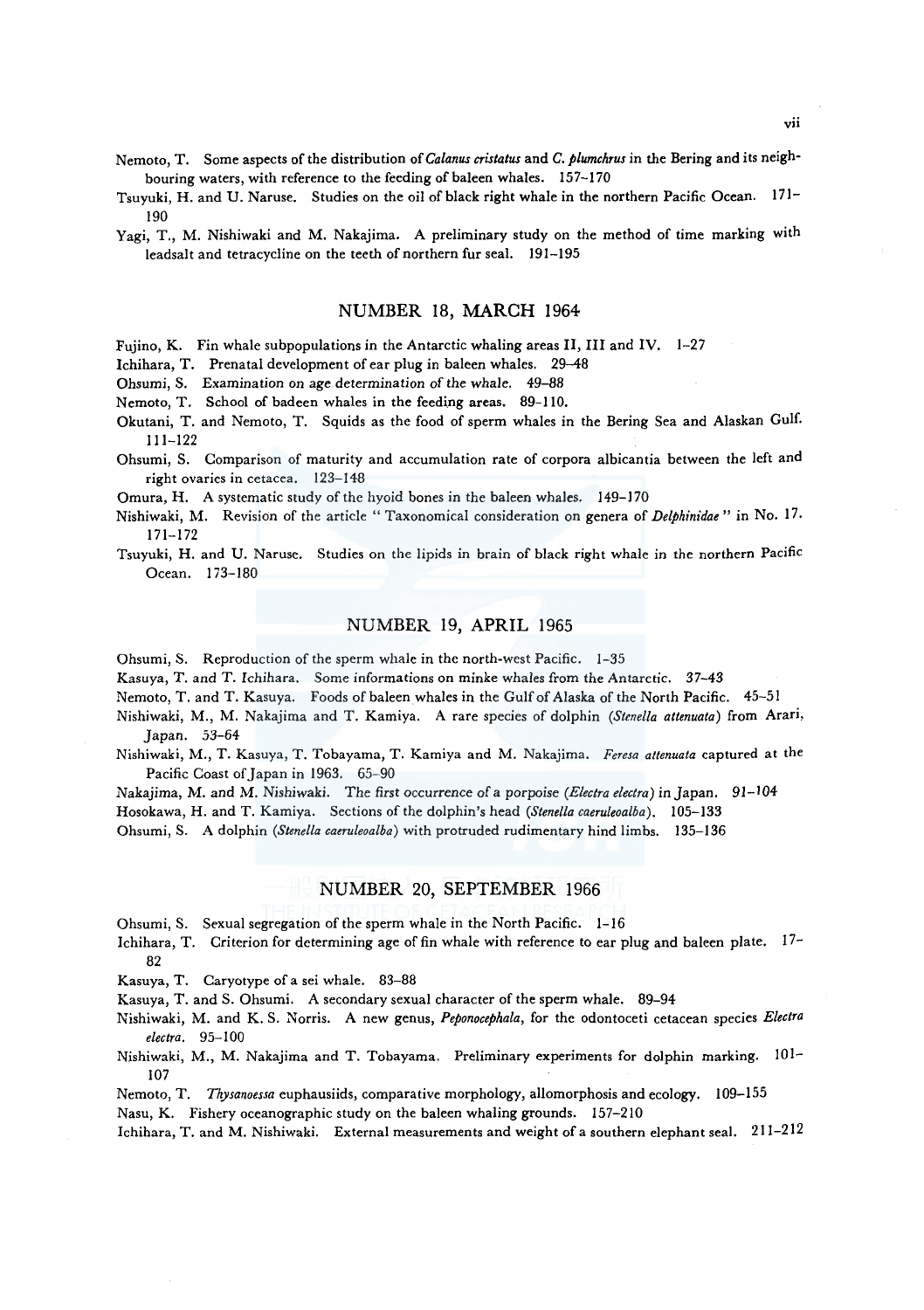Nemoto, T. Some aspects of the distribution of *Calanus cristatus* and *C. plumchrus* in the Bering and its neighbouring waters, with reference to the feeding of baleen whales. 157–170

Tsuyuki, H. and U. Naruse. Studies on the oil of black right whale in the northern Pacific Ocean. 171–190

Yagi, T., M. Nishiwaki and M. Nakajima. A preliminary study on the method of time marking with leadsalt and tetracycline on the teeth of northern fur seal. 191–195

## NUMBER 18, MARCH 1964

Fujino, K. Fin whale subpopulations in the Antarctic whaling areas II, III and IV. 1–27

Ichihara, T. Prenatal development of ear plug in baleen whales. 29–48

Ohsumi, S. Examination on age determination of the whale. 49–88

Nemoto, T. School of badeen whales in the feeding areas. 89–110.

Okutani, T. and Nemoto, T. Squids as the food of sperm whales in the Bering Sea and Alaskan Gulf. 111–122

Ohsumi, S. Comparison of maturity and accumulation rate of corpora albicantia between the left and right ovaries in cetacea. 123–148

Omura, H. A systematic study of the hyoid bones in the baleen whales. 149–170

Nishiwaki, M. Revision of the article " Taxonomical consideration on genera of *Delphinidae* " in No. 17. 171–172

Tsuyuki, H. and U. Naruse. Studies on the lipids in brain of black right whale in the northern Pacific Ocean. 173–180

## NUMBER 19, APRIL 1965

Ohsumi, S. Reproduction of the sperm whale in the north-west Pacific. 1–35

Kasuya, T. and T. Ichihara. Some informations on minke whales from the Antarctic. 37–43

Nemoto, T. and T. Kasuya. Foods of baleen whales in the Gulf of Alaska of the North Pacific. 45–51

Nishiwaki, M., M. Nakajima and T. Kamiya. A rare species of dolphin (*Stenella attenuata*) from Arari, Japan. 53–64

Nishiwaki, M., T. Kasuya, T. Tobayama, T. Kamiya and M. Nakajima. *Feresa attenuata* captured at the Pacific Coast of Japan in 1963. 65–90

Nakajima, M. and M. Nishiwaki. The first occurrence of a porpoise (*Electra electra*) in Japan. 91–104

Hosokawa, H. and T. Kamiya. Sections of the dolphin's head (*Stenella caeruleoalba*). 105–133

Ohsumi, S. A dolphin (*Stenella caeruleoalba*) with protruded rudimentary hind limbs. 135–136

## NUMBER 20, SEPTEMBER 1966

Ohsumi, S. Sexual segregation of the sperm whale in the North Pacific. 1–16

Ichihara, T. Criterion for determining age of fin whale with reference to ear plug and baleen plate. 17–82

Kasuya, T. Caryotype of a sei whale. 83–88

Kasuya, T. and S. Ohsumi. A secondary sexual character of the sperm whale. 89–94

Nishiwaki, M. and K. S. Norris. A new genus, *Peponocephala*, for the odontoceti cetacean species *Electra electra*. 95–100

Nishiwaki, M., M. Nakajima and T. Tobayama. Preliminary experiments for dolphin marking. 101–107

Nemoto, T. *Thysanoessa* euphausiids, comparative morphology, allomorphosis and ecology. 109–155

Nasu, K. Fishery oceanographic study on the baleen whaling grounds. 157–210

Ichihara, T. and M. Nishiwaki. External measurements and weight of a southern elephant seal. 211–212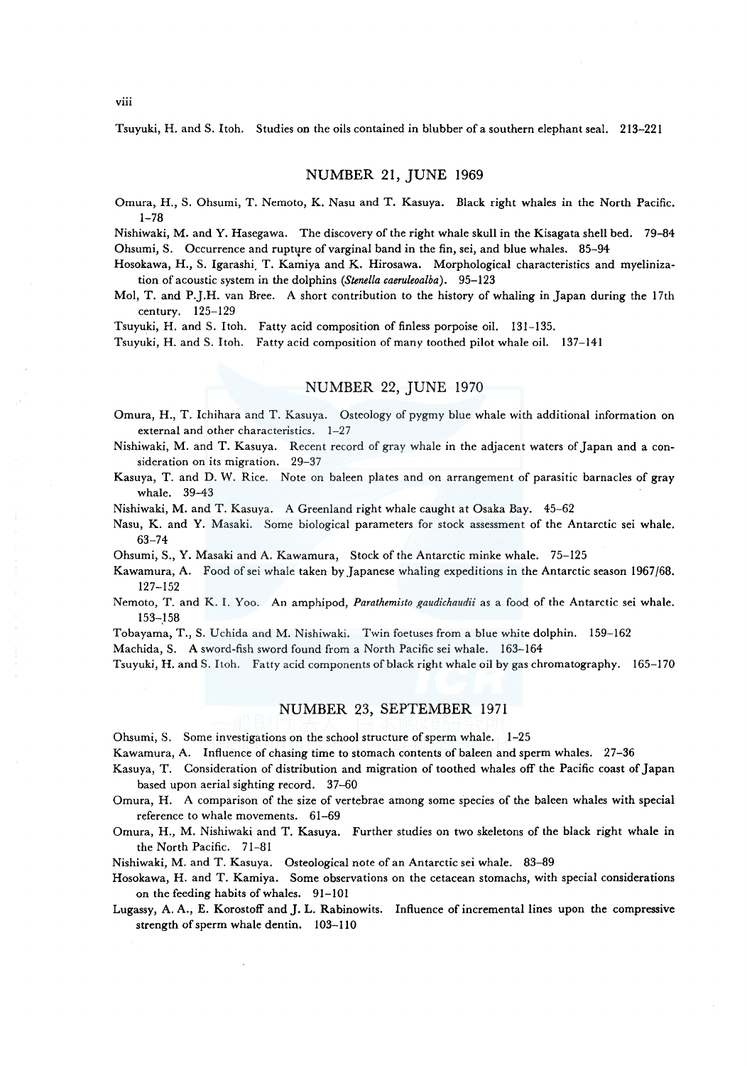Tsuyuki, H. and S. Itoh. Studies on the oils contained in blubber of a southern elephant seal. 213–221

## NUMBER 21, JUNE 1969

Omura, H., S. Ohsumi, T. Nemoto, K. Nasu and T. Kasuya. Black right whales in the North Pacific. 1–78

Nishiwaki, M. and Y. Hasegawa. The discovery of the right whale skull in the Kisagata shell bed. 79–84

Ohsumi, S. Occurrence and rupture of varginal band in the fin, sei, and blue whales. 85–94

Hosokawa, H., S. Igarashi, T. Kamiya and K. Hirosawa. Morphological characteristics and myelinization of acoustic system in the dolphins (*Stenella caeruleoalba*). 95–123

Mol, T. and P.J.H. van Bree. A short contribution to the history of whaling in Japan during the 17th century. 125–129

Tsuyuki, H. and S. Itoh. Fatty acid composition of finless porpoise oil. 131–135.

Tsuyuki, H. and S. Itoh. Fatty acid composition of many toothed pilot whale oil. 137–141

## NUMBER 22, JUNE 1970

Omura, H., T. Ichihara and T. Kasuya. Osteology of pygmy blue whale with additional information on external and other characteristics. 1–27

Nishiwaki, M. and T. Kasuya. Recent record of gray whale in the adjacent waters of Japan and a consideration on its migration. 29–37

Kasuya, T. and D. W. Rice. Note on baleen plates and on arrangement of parasitic barnacles of gray whale. 39–43

Nishiwaki, M. and T. Kasuya. A Greenland right whale caught at Osaka Bay. 45–62

Nasu, K. and Y. Masaki. Some biological parameters for stock assessment of the Antarctic sei whale. 63–74

Ohsumi, S., Y. Masaki and A. Kawamura, Stock of the Antarctic minke whale. 75–125

Kawamura, A. Food of sei whale taken by Japanese whaling expeditions in the Antarctic season 1967/68. 127–152

Nemoto, T. and K. I. Yoo. An amphipod, *Parathemisto gaudichaudii* as a food of the Antarctic sei whale. 153–158

Tobayama, T., S. Uchida and M. Nishiwaki. Twin foetuses from a blue white dolphin. 159–162

Machida, S. A sword-fish sword found from a North Pacific sei whale. 163–164

Tsuyuki, H. and S. Itoh. Fatty acid components of black right whale oil by gas chromatography. 165–170

## NUMBER 23, SEPTEMBER 1971

Ohsumi, S. Some investigations on the school structure of sperm whale. 1–25

Kawamura, A. Influence of chasing time to stomach contents of baleen and sperm whales. 27–36

Kasuya, T. Consideration of distribution and migration of toothed whales off the Pacific coast of Japan based upon aerial sighting record. 37–60

Omura, H. A comparison of the size of vertebrae among some species of the baleen whales with special reference to whale movements. 61–69

Omura, H., M. Nishiwaki and T. Kasuya. Further studies on two skeletons of the black right whale in the North Pacific. 71–81

Nishiwaki, M. and T. Kasuya. Osteological note of an Antarctic sei whale. 83–89

Hosokawa, H. and T. Kamiya. Some observations on the cetacean stomachs, with special considerations on the feeding habits of whales. 91–101

Lugassy, A. A., E. Korostoff and J. L. Rabinowits. Influence of incremental lines upon the compressive strength of sperm whale dentin. 103–110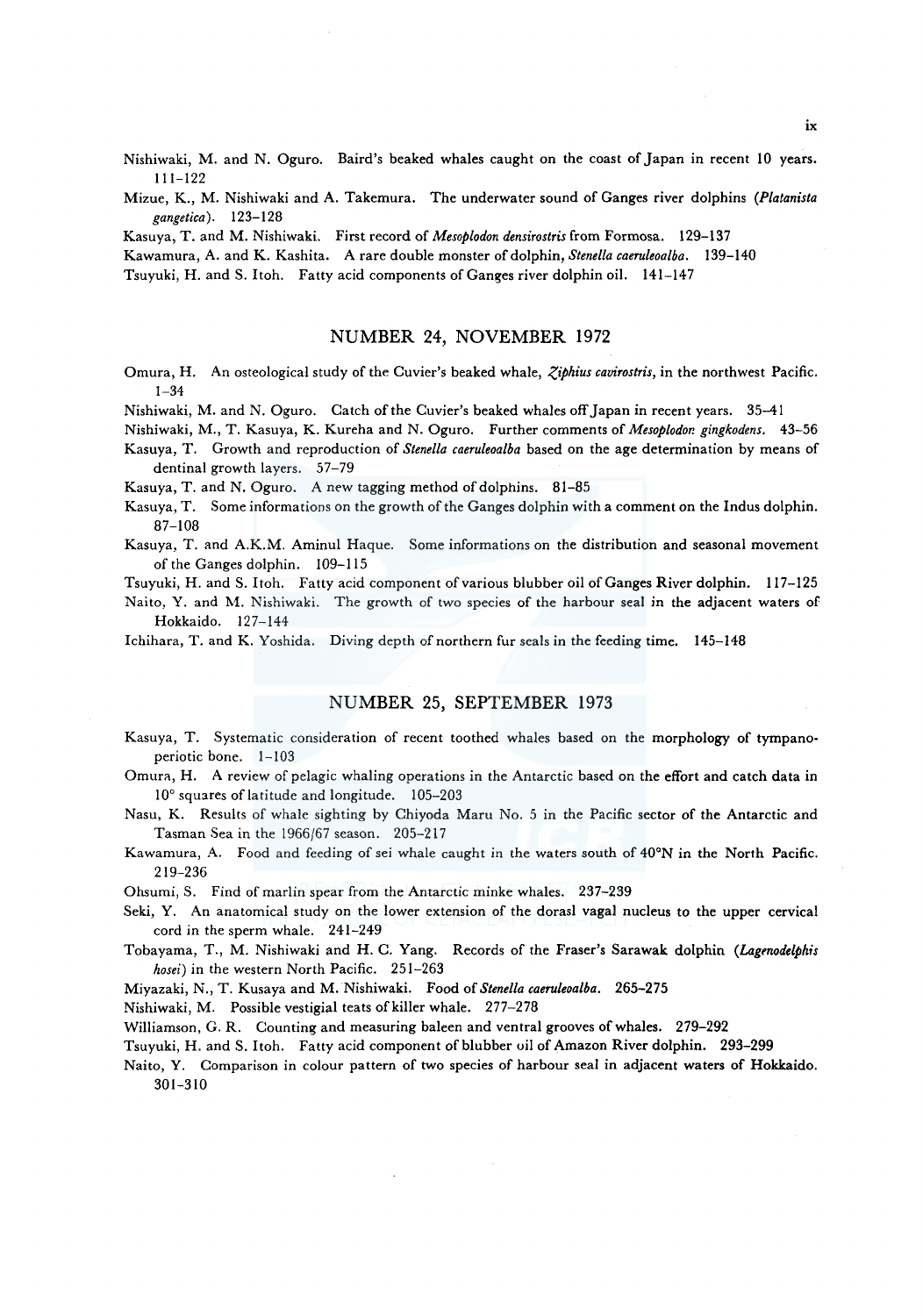Nishiwaki, M. and N. Oguro. Baird's beaked whales caught on the coast of Japan in recent 10 years. 111–122

Mizue, K., M. Nishiwaki and A. Takemura. The underwater sound of Ganges river dolphins (*Platanista gangetica*). 123–128

Kasuya, T. and M. Nishiwaki. First record of *Mesoplodon densirostris* from Formosa. 129–137

Kawamura, A. and K. Kashita. A rare double monster of dolphin, *Stenella caeruleoalba*. 139–140

Tsuyuki, H. and S. Itoh. Fatty acid components of Ganges river dolphin oil. 141–147

## NUMBER 24, NOVEMBER 1972

Omura, H. An osteological study of the Cuvier's beaked whale, *Ziphius cavirostris*, in the northwest Pacific. 1–34

Nishiwaki, M. and N. Oguro. Catch of the Cuvier's beaked whales off Japan in recent years. 35–41

Nishiwaki, M., T. Kasuya, K. Kureha and N. Oguro. Further comments of *Mesoplodon gingkodens*. 43–56

Kasuya, T. Growth and reproduction of *Stenella caeruleoalba* based on the age determination by means of dentinal growth layers. 57–79

Kasuya, T. and N. Oguro. A new tagging method of dolphins. 81–85

Kasuya, T. Some informations on the growth of the Ganges dolphin with a comment on the Indus dolphin. 87–108

Kasuya, T. and A.K.M. Aminul Haque. Some informations on the distribution and seasonal movement of the Ganges dolphin. 109–115

Tsuyuki, H. and S. Itoh. Fatty acid component of various blubber oil of Ganges River dolphin. 117–125

Naito, Y. and M. Nishiwaki. The growth of two species of the harbour seal in the adjacent waters of Hokkaido. 127–144

Ichihara, T. and K. Yoshida. Diving depth of northern fur seals in the feeding time. 145–148

## NUMBER 25, SEPTEMBER 1973

Kasuya, T. Systematic consideration of recent toothed whales based on the morphology of tympano-periotic bone. 1–103

Omura, H. A review of pelagic whaling operations in the Antarctic based on the effort and catch data in 10° squares of latitude and longitude. 105–203

Nasu, K. Results of whale sighting by Chiyoda Maru No. 5 in the Pacific sector of the Antarctic and Tasman Sea in the 1966/67 season. 205–217

Kawamura, A. Food and feeding of sei whale caught in the waters south of 40°N in the North Pacific. 219–236

Ohsumi, S. Find of marlin spear from the Antarctic minke whales. 237–239

Seki, Y. An anatomical study on the lower extension of the dorasl vagal nucleus to the upper cervical cord in the sperm whale. 241–249

Tobayama, T., M. Nishiwaki and H. C. Yang. Records of the Fraser's Sarawak dolphin (*Lagenodelphis hosei*) in the western North Pacific. 251–263

Miyazaki, N., T. Kusaya and M. Nishiwaki. Food of *Stenella caeruleoalba*. 265–275

Nishiwaki, M. Possible vestigial teats of killer whale. 277–278

Williamson, G. R. Counting and measuring baleen and ventral grooves of whales. 279–292

Tsuyuki, H. and S. Itoh. Fatty acid component of blubber oil of Amazon River dolphin. 293–299

Naito, Y. Comparison in colour pattern of two species of harbour seal in adjacent waters of Hokkaido. 301–310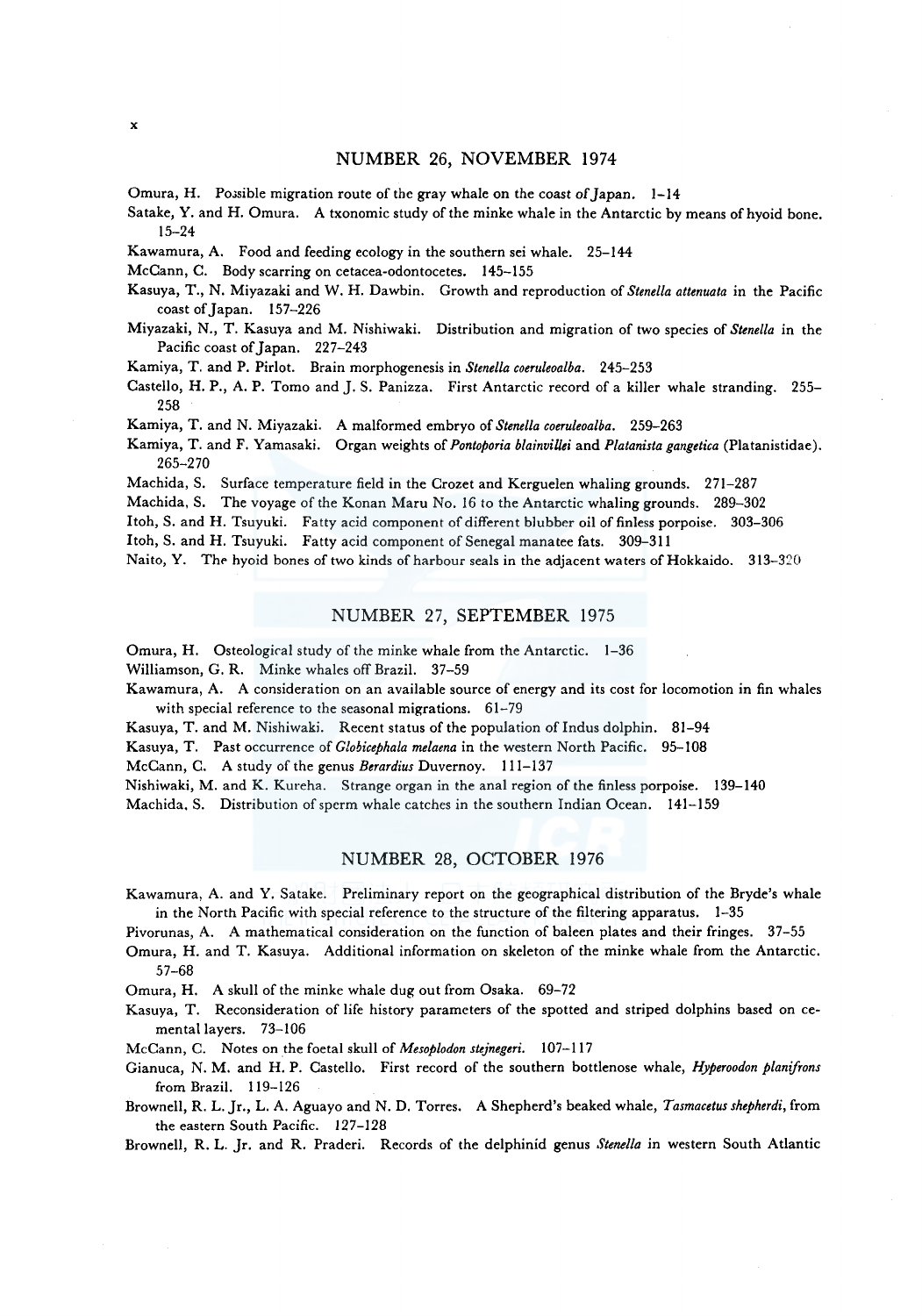## NUMBER 26, NOVEMBER 1974

Omura, H. Possible migration route of the gray whale on the coast of Japan. 1–14

Satake, Y. and H. Omura. A txonomic study of the minke whale in the Antarctic by means of hyoid bone. 15–24

Kawamura, A. Food and feeding ecology in the southern sei whale. 25–144

McCann, C. Body scarring on cetacea-odontocetes. 145–155

Kasuya, T., N. Miyazaki and W. H. Dawbin. Growth and reproduction of *Stenella attenuata* in the Pacific coast of Japan. 157–226

Miyazaki, N., T. Kasuya and M. Nishiwaki. Distribution and migration of two species of *Stenella* in the Pacific coast of Japan. 227–243

Kamiya, T. and P. Pirlot. Brain morphogenesis in *Stenella coeruleoalba*. 245–253

Castello, H. P., A. P. Tomo and J. S. Panizza. First Antarctic record of a killer whale stranding. 255–258

Kamiya, T. and N. Miyazaki. A malformed embryo of *Stenella coeruleoalba*. 259–263

Kamiya, T. and F. Yamasaki. Organ weights of *Pontoporia blainvillei* and *Platanista gangetica* (Platanistidae). 265–270

Machida, S. Surface temperature field in the Crozet and Kerguelen whaling grounds. 271–287

Machida, S. The voyage of the Konan Maru No. 16 to the Antarctic whaling grounds. 289–302

Itoh, S. and H. Tsuyuki. Fatty acid component of different blubber oil of finless porpoise. 303–306

Itoh, S. and H. Tsuyuki. Fatty acid component of Senegal manatee fats. 309–311

Naito, Y. The hyoid bones of two kinds of harbour seals in the adjacent waters of Hokkaido. 313–320

## NUMBER 27, SEPTEMBER 1975

Omura, H. Osteological study of the minke whale from the Antarctic. 1–36

Williamson, G. R. Minke whales off Brazil. 37–59

Kawamura, A. A consideration on an available source of energy and its cost for locomotion in fin whales with special reference to the seasonal migrations. 61–79

Kasuya, T. and M. Nishiwaki. Recent status of the population of Indus dolphin. 81–94

Kasuya, T. Past occurrence of *Globicephala melaena* in the western North Pacific. 95–108

McCann, C. A study of the genus *Berardius* Duvernoy. 111–137

Nishiwaki, M. and K. Kureha. Strange organ in the anal region of the finless porpoise. 139–140

Machida, S. Distribution of sperm whale catches in the southern Indian Ocean. 141–159

## NUMBER 28, OCTOBER 1976

Kawamura, A. and Y. Satake. Preliminary report on the geographical distribution of the Bryde's whale in the North Pacific with special reference to the structure of the filtering apparatus. 1–35

Pivorunas, A. A mathematical consideration on the function of baleen plates and their fringes. 37–55

Omura, H. and T. Kasuya. Additional information on skeleton of the minke whale from the Antarctic. 57–68

Omura, H. A skull of the minke whale dug out from Osaka. 69–72

Kasuya, T. Reconsideration of life history parameters of the spotted and striped dolphins based on cemental layers. 73–106

McCann, C. Notes on the foetal skull of *Mesoplodon stejnegeri*. 107–117

Gianuca, N. M. and H. P. Castello. First record of the southern bottlenose whale, *Hyperoodon planifrons* from Brazil. 119–126

Brownell, R. L. Jr., L. A. Aguayo and N. D. Torres. A Shepherd's beaked whale, *Tasmacetus shepherdi*, from the eastern South Pacific. 127–128

Brownell, R. L. Jr. and R. Praderi. Records of the delphinid genus *Stenella* in western South Atlantic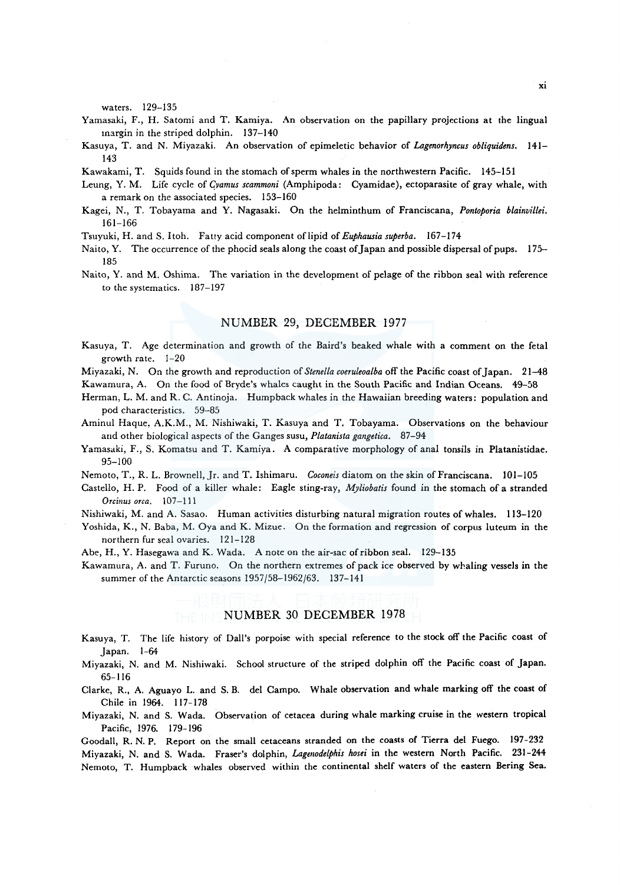waters. 129–135

Yamasaki, F., H. Satomi and T. Kamiya. An observation on the papillary projections at the lingual margin in the striped dolphin. 137–140

Kasuya, T. and N. Miyazaki. An observation of epimeletic behavior of *Lagenorhyncus obliquidens*. 141–143

Kawakami, T. Squids found in the stomach of sperm whales in the northwestern Pacific. 145–151

Leung, Y. M. Life cycle of *Cyamus scammoni* (Amphipoda: Cyamidae), ectoparasite of gray whale, with a remark on the associated species. 153–160

Kagei, N., T. Tobayama and Y. Nagasaki. On the helminthum of Franciscana, *Pontoporia blainvillei*. 161–166

Tsuyuki, H. and S. Itoh. Fatty acid component of lipid of *Euphausia superba*. 167–174

Naito, Y. The occurrence of the phocid seals along the coast of Japan and possible dispersal of pups. 175–185

Naito, Y. and M. Oshima. The variation in the development of pelage of the ribbon seal with reference to the systematics. 187–197

## NUMBER 29, DECEMBER 1977

Kasuya, T. Age determination and growth of the Baird's beaked whale with a comment on the fetal growth rate. 1–20

Miyazaki, N. On the growth and reproduction of *Stenella coeruleoalba* off the Pacific coast of Japan. 21–48

Kawamura, A. On the food of Bryde's whales caught in the South Pacific and Indian Oceans. 49–58

Herman, L. M. and R. C. Antinoja. Humpback whales in the Hawaiian breeding waters: population and pod characteristics. 59–85

Aminul Haque, A.K.M., M. Nishiwaki, T. Kasuya and T. Tobayama. Observations on the behaviour and other biological aspects of the Ganges susu, *Platanista gangetica*. 87–94

Yamasaki, F., S. Komatsu and T. Kamiya. A comparative morphology of anal tonsils in Platanistidae. 95–100

Nemoto, T., R. L. Brownell, Jr. and T. Ishimaru. *Coconeis* diatom on the skin of Franciscana. 101–105

Castello, H. P. Food of a killer whale: Eagle sting-ray, *Myliobatis* found in the stomach of a stranded *Orcinus orca*. 107–111

Nishiwaki, M. and A. Sasao. Human activities disturbing natural migration routes of whales. 113–120

Yoshida, K., N. Baba, M. Oya and K. Mizue. On the formation and regression of corpus luteum in the northern fur seal ovaries. 121–128

Abe, H., Y. Hasegawa and K. Wada. A note on the air-sac of ribbon seal. 129–135

Kawamura, A. and T. Furuno. On the northern extremes of pack ice observed by whaling vessels in the summer of the Antarctic seasons 1957/58–1962/63. 137–141

## NUMBER 30 DECEMBER 1978

Kasuya, T. The life history of Dall's porpoise with special reference to the stock off the Pacific coast of Japan. 1–64

Miyazaki, N. and M. Nishiwaki. School structure of the striped dolphin off the Pacific coast of Japan. 65–116

Clarke, R., A. Aguayo L. and S. B. del Campo. Whale observation and whale marking off the coast of Chile in 1964. 117–178

Miyazaki, N. and S. Wada. Observation of cetacea during whale marking cruise in the western tropical Pacific, 1976. 179–196

Goodall, R. N. P. Report on the small cetaceans stranded on the coasts of Tierra del Fuego. 197–232

Miyazaki, N. and S. Wada. Fraser's dolphin, *Lagenodelphis hosei* in the western North Pacific. 231–244

Nemoto, T. Humpback whales observed within the continental shelf waters of the eastern Bering Sea.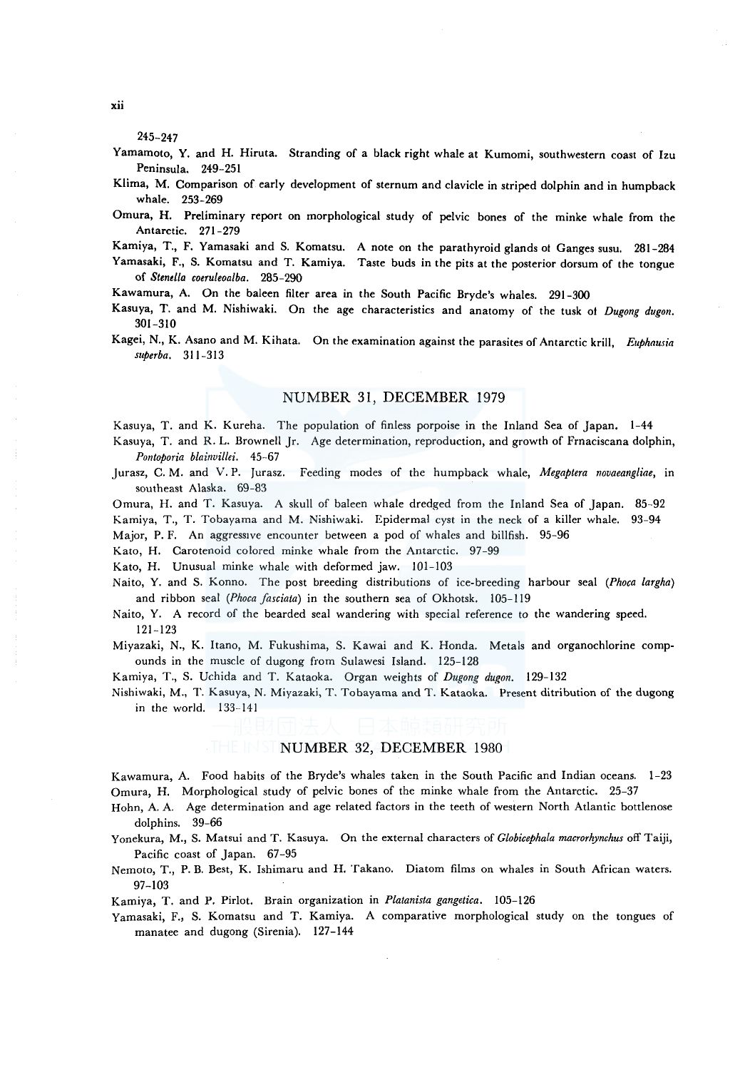245–247

Yamamoto, Y. and H. Hiruta. Stranding of a black right whale at Kumomi, southwestern coast of Izu Peninsula. 249–251

Klima, M. Comparison of early development of sternum and clavicle in striped dolphin and in humpback whale. 253–269

Omura, H. Preliminary report on morphological study of pelvic bones of the minke whale from the Antarctic. 271–279

Kamiya, T., F. Yamasaki and S. Komatsu. A note on the parathyroid glands ot Ganges susu. 281–284

Yamasaki, F., S. Komatsu and T. Kamiya. Taste buds in the pits at the posterior dorsum of the tongue of *Stenella coeruleoalba*. 285–290

Kawamura, A. On the baleen filter area in the South Pacific Bryde's whales. 291–300

Kasuya, T. and M. Nishiwaki. On the age characteristics and anatomy of the tusk ot *Dugong dugon*. 301–310

Kagei, N., K. Asano and M. Kihata. On the examination against the parasites of Antarctic krill, *Euphausia superba*. 311–313

## NUMBER 31, DECEMBER 1979

Kasuya, T. and K. Kureha. The population of finless porpoise in the Inland Sea of Japan. 1–44

Kasuya, T. and R. L. Brownell Jr. Age determination, reproduction, and growth of Frnaciscana dolphin, *Pontoporia blainvillei*. 45–67

Jurasz, C. M. and V. P. Jurasz. Feeding modes of the humpback whale, *Megaptera novaeangliae*, in southeast Alaska. 69–83

Omura, H. and T. Kasuya. A skull of baleen whale dredged from the Inland Sea of Japan. 85–92

Kamiya, T., T. Tobayama and M. Nishiwaki. Epidermal cyst in the neck of a killer whale. 93–94

Major, P. F. An aggressive encounter between a pod of whales and billfish. 95–96

Kato, H. Carotenoid colored minke whale from the Antarctic. 97–99

Kato, H. Unusual minke whale with deformed jaw. 101–103

Naito, Y. and S. Konno. The post breeding distributions of ice-breeding harbour seal (*Phoca largha*) and ribbon seal (*Phoca fasciata*) in the southern sea of Okhotsk. 105–119

Naito, Y. A record of the bearded seal wandering with special reference to the wandering speed. 121–123

Miyazaki, N., K. Itano, M. Fukushima, S. Kawai and K. Honda. Metals and organochlorine compounds in the muscle of dugong from Sulawesi Island. 125–128

Kamiya, T., S. Uchida and T. Kataoka. Organ weights of *Dugong dugon*. 129–132

Nishiwaki, M., T. Kasuya, N. Miyazaki, T. Tobayama and T. Kataoka. Present ditribution of the dugong in the world. 133–141

## NUMBER 32, DECEMBER 1980

Kawamura, A. Food habits of the Bryde's whales taken in the South Pacific and Indian oceans. 1–23

Omura, H. Morphological study of pelvic bones of the minke whale from the Antarctic. 25–37

Hohn, A. A. Age determination and age related factors in the teeth of western North Atlantic bottlenose dolphins. 39–66

Yonekura, M., S. Matsui and T. Kasuya. On the external characters of *Globicephala macrorhynchus* off Taiji, Pacific coast of Japan. 67–95

Nemoto, T., P. B. Best, K. Ishimaru and H. Takano. Diatom films on whales in South African waters. 97–103

Kamiya, T. and P. Pirlot. Brain organization in *Platanista gangetica*. 105–126

Yamasaki, F., S. Komatsu and T. Kamiya. A comparative morphological study on the tongues of manatee and dugong (Sirenia). 127–144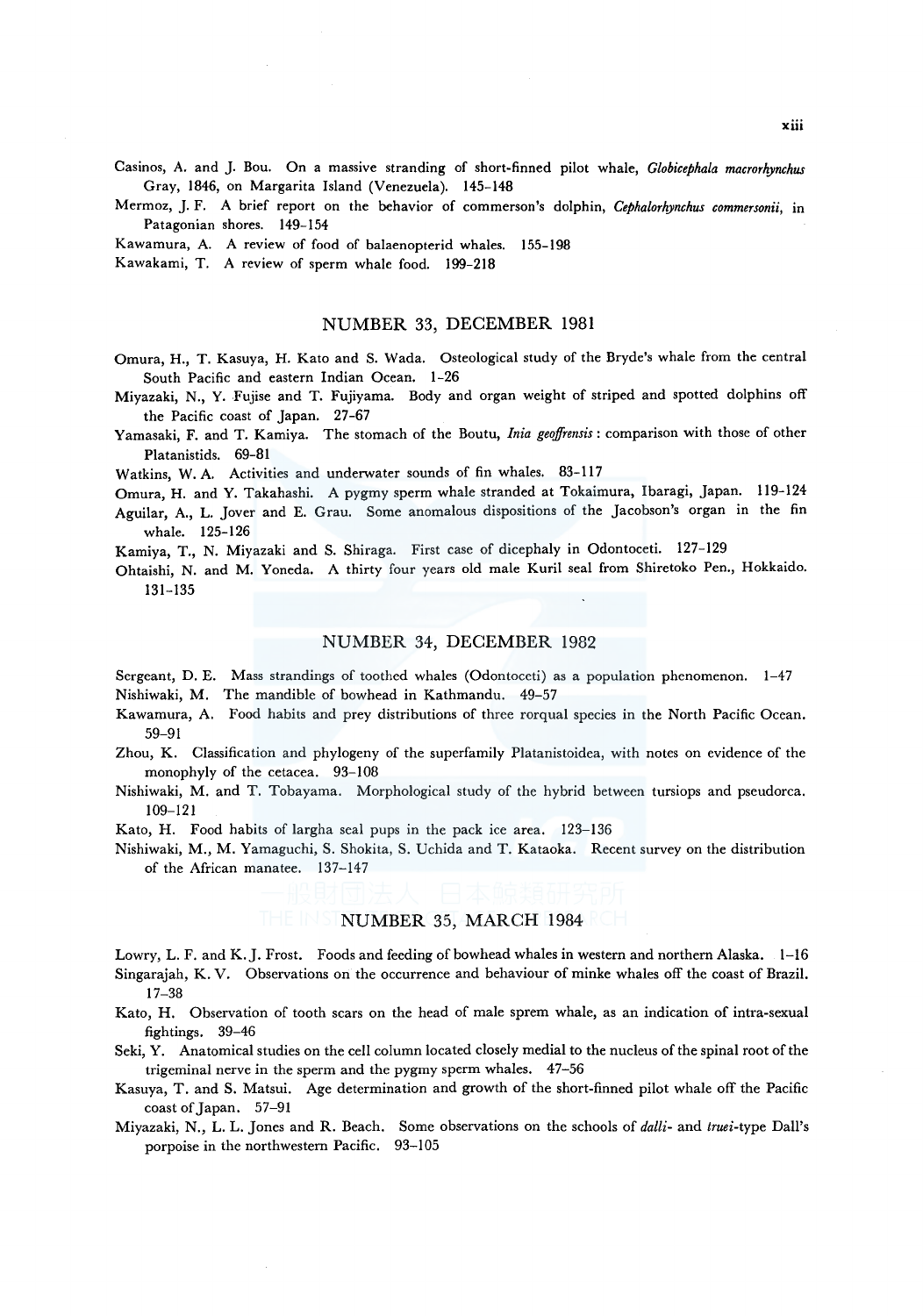Casinos, A. and J. Bou. On a massive stranding of short-finned pilot whale, *Globicephala macrorhynchus* Gray, 1846, on Margarita Island (Venezuela). 145–148

Mermoz, J. F. A brief report on the behavior of commerson's dolphin, *Cephalorhynchus commersonii*, in Patagonian shores. 149–154

Kawamura, A. A review of food of balaenopterid whales. 155–198

Kawakami, T. A review of sperm whale food. 199–218

## NUMBER 33, DECEMBER 1981

Omura, H., T. Kasuya, H. Kato and S. Wada. Osteological study of the Bryde's whale from the central South Pacific and eastern Indian Ocean. 1–26

Miyazaki, N., Y. Fujise and T. Fujiyama. Body and organ weight of striped and spotted dolphins off the Pacific coast of Japan. 27–67

Yamasaki, F. and T. Kamiya. The stomach of the Boutu, *Inia geoffrensis*: comparison with those of other Platanistids. 69–81

Watkins, W. A. Activities and underwater sounds of fin whales. 83–117

Omura, H. and Y. Takahashi. A pygmy sperm whale stranded at Tokaimura, Ibaragi, Japan. 119–124

Aguilar, A., L. Jover and E. Grau. Some anomalous dispositions of the Jacobson's organ in the fin whale. 125–126

Kamiya, T., N. Miyazaki and S. Shiraga. First case of dicephaly in Odontoceti. 127–129

Ohtaishi, N. and M. Yoneda. A thirty four years old male Kuril seal from Shiretoko Pen., Hokkaido. 131–135

## NUMBER 34, DECEMBER 1982

Sergeant, D. E. Mass strandings of toothed whales (Odontoceti) as a population phenomenon. 1–47

Nishiwaki, M. The mandible of bowhead in Kathmandu. 49–57

Kawamura, A. Food habits and prey distributions of three rorqual species in the North Pacific Ocean. 59–91

Zhou, K. Classification and phylogeny of the superfamily Platanistoidea, with notes on evidence of the monophyly of the cetacea. 93–108

Nishiwaki, M. and T. Tobayama. Morphological study of the hybrid between tursiops and pseudorca. 109–121

Kato, H. Food habits of largha seal pups in the pack ice area. 123–136

Nishiwaki, M., M. Yamaguchi, S. Shokita, S. Uchida and T. Kataoka. Recent survey on the distribution of the African manatee. 137–147

## NUMBER 35, MARCH 1984

Lowry, L. F. and K. J. Frost. Foods and feeding of bowhead whales in western and northern Alaska. 1–16

Singarajah, K. V. Observations on the occurrence and behaviour of minke whales off the coast of Brazil. 17–38

Kato, H. Observation of tooth scars on the head of male sprem whale, as an indication of intra-sexual fightings. 39–46

Seki, Y. Anatomical studies on the cell column located closely medial to the nucleus of the spinal root of the trigeminal nerve in the sperm and the pygmy sperm whales. 47–56

Kasuya, T. and S. Matsui. Age determination and growth of the short-finned pilot whale off the Pacific coast of Japan. 57–91

Miyazaki, N., L. L. Jones and R. Beach. Some observations on the schools of *dalli*- and *truei*-type Dall's porpoise in the northwestern Pacific. 93–105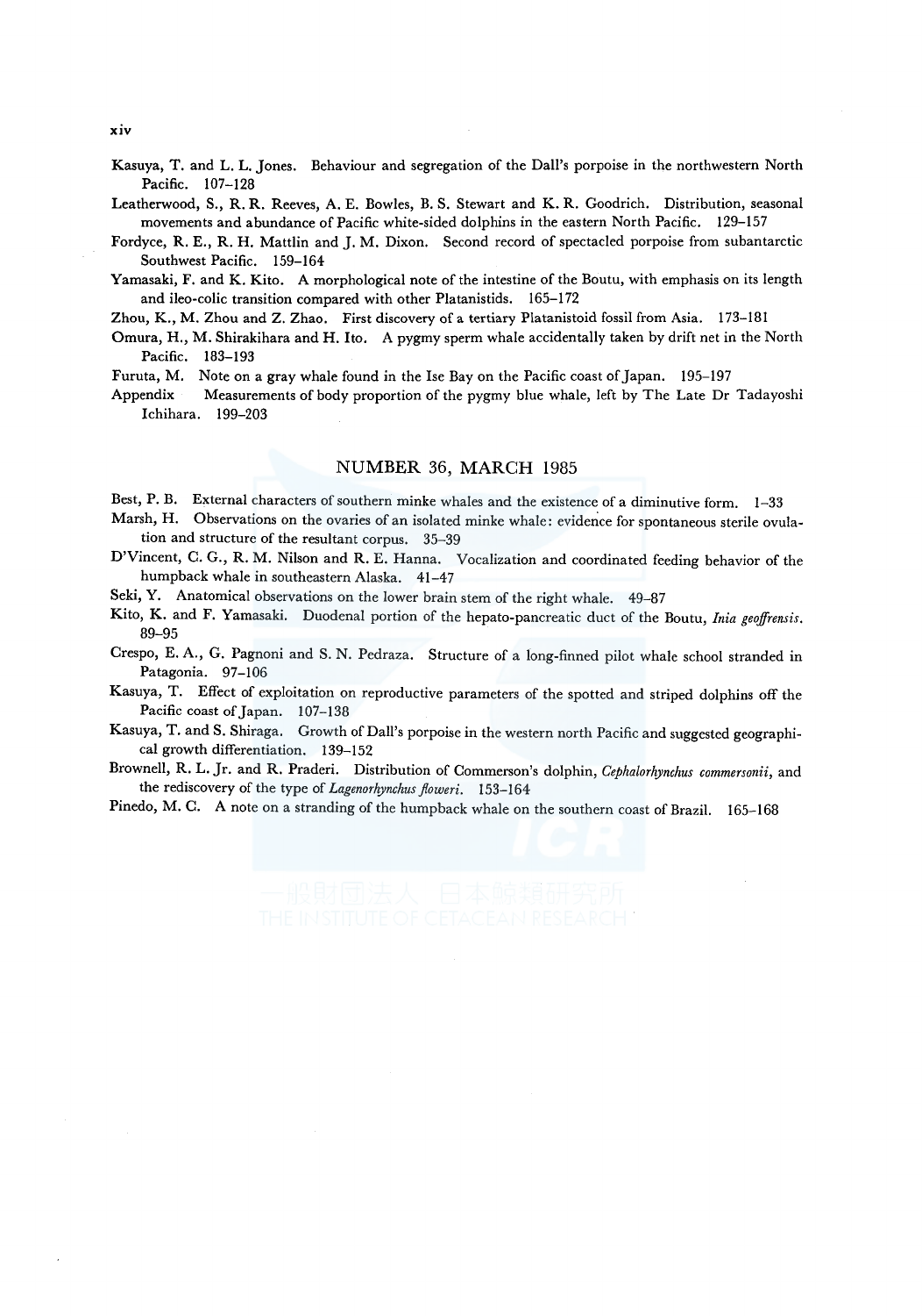Kasuya, T. and L. L. Jones. Behaviour and segregation of the Dall's porpoise in the northwestern North Pacific. 107–128

Leatherwood, S., R. R. Reeves, A. E. Bowles, B. S. Stewart and K. R. Goodrich. Distribution, seasonal movements and abundance of Pacific white-sided dolphins in the eastern North Pacific. 129–157

Fordyce, R. E., R. H. Mattlin and J. M. Dixon. Second record of spectacled porpoise from subantarctic Southwest Pacific. 159–164

Yamasaki, F. and K. Kito. A morphological note of the intestine of the Boutu, with emphasis on its length and ileo-colic transition compared with other Platanistids. 165–172

Zhou, K., M. Zhou and Z. Zhao. First discovery of a tertiary Platanistoid fossil from Asia. 173–181

Omura, H., M. Shirakihara and H. Ito. A pygmy sperm whale accidentally taken by drift net in the North Pacific. 183–193

Furuta, M. Note on a gray whale found in the Ise Bay on the Pacific coast of Japan. 195–197

Appendix Measurements of body proportion of the pygmy blue whale, left by The Late Dr Tadayoshi Ichihara. 199–203

## NUMBER 36, MARCH 1985

Best, P. B. External characters of southern minke whales and the existence of a diminutive form. 1–33

Marsh, H. Observations on the ovaries of an isolated minke whale: evidence for spontaneous sterile ovulation and structure of the resultant corpus. 35–39

D'Vincent, C. G., R. M. Nilson and R. E. Hanna. Vocalization and coordinated feeding behavior of the humpback whale in southeastern Alaska. 41–47

Seki, Y. Anatomical observations on the lower brain stem of the right whale. 49–87

Kito, K. and F. Yamasaki. Duodenal portion of the hepato-pancreatic duct of the Boutu, *Inia geoffrensis*. 89–95

Crespo, E. A., G. Pagnoni and S. N. Pedraza. Structure of a long-finned pilot whale school stranded in Patagonia. 97–106

Kasuya, T. Effect of exploitation on reproductive parameters of the spotted and striped dolphins off the Pacific coast of Japan. 107–138

Kasuya, T. and S. Shiraga. Growth of Dall's porpoise in the western north Pacific and suggested geographical growth differentiation. 139–152

Brownell, R. L. Jr. and R. Praderi. Distribution of Commerson's dolphin, *Cephalorhynchus commersonii*, and the rediscovery of the type of *Lagenorhynchus floweri*. 153–164

Pinedo, M. C. A note on a stranding of the humpback whale on the southern coast of Brazil. 165–168